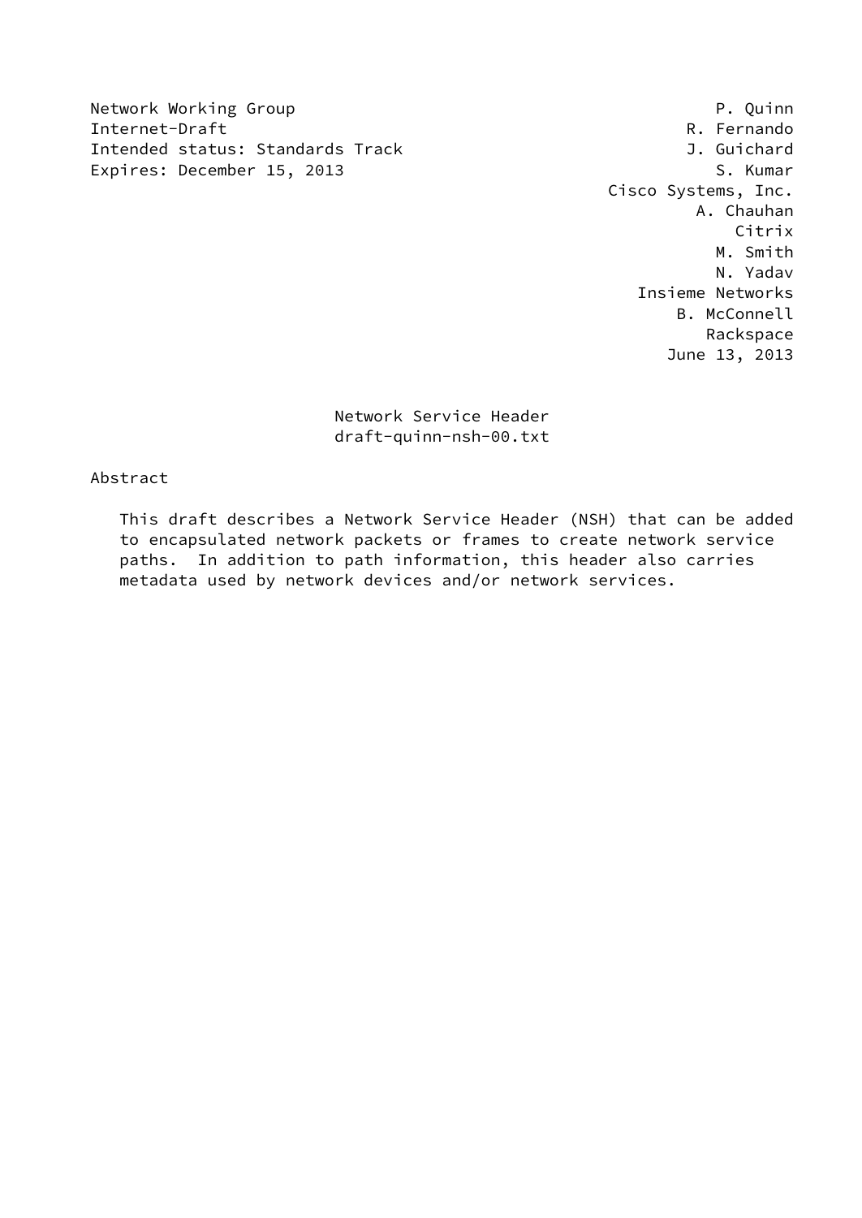Network Working Group  
Internet-Draft  
Intended status: Standards Track  
Expires: December 15, 2013

P. Quinn  
R. Fernando  
J. Guichard  
S. Kumar  
Cisco Systems, Inc.  
A. Chauhan  
Citrix  
M. Smith  
N. Yadav  
Insieme Networks  
B. McConnell  
Rackspace  
June 13, 2013

# Network Service Header
draft-quinn-nsh-00.txt

## Abstract

This draft describes a Network Service Header (NSH) that can be added to encapsulated network packets or frames to create network service paths. In addition to path information, this header also carries metadata used by network devices and/or network services.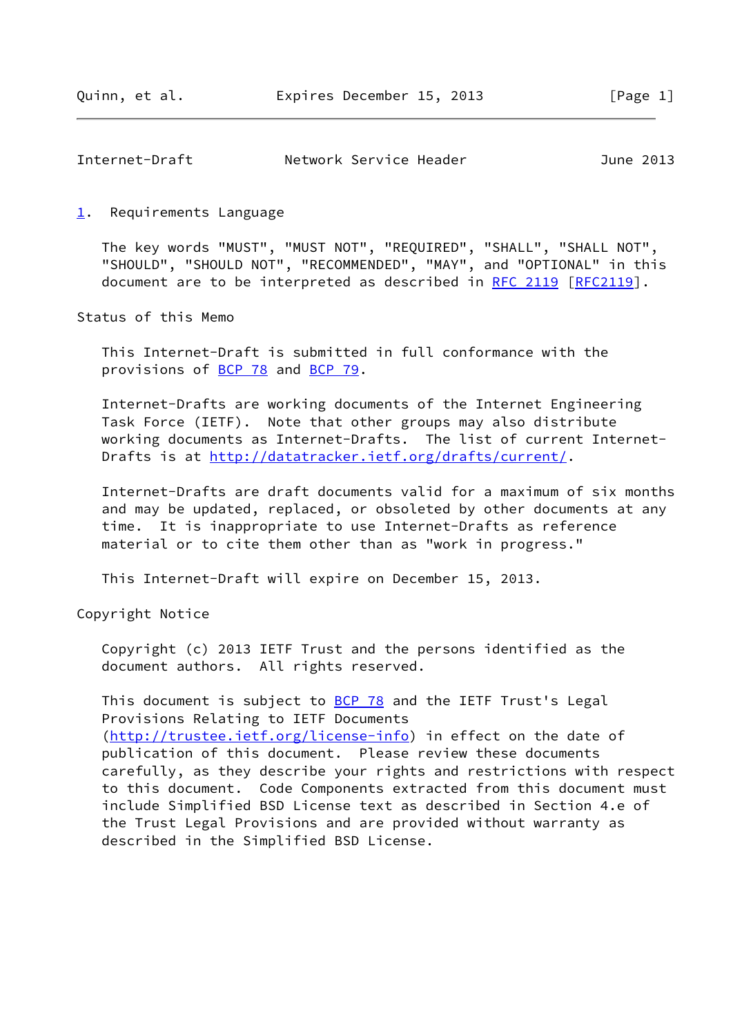## 1. Requirements Language

The key words "MUST", "MUST NOT", "REQUIRED", "SHALL", "SHALL NOT", "SHOULD", "SHOULD NOT", "RECOMMENDED", "MAY", and "OPTIONAL" in this document are to be interpreted as described in RFC 2119 [RFC2119].

## Status of this Memo

This Internet-Draft is submitted in full conformance with the provisions of BCP 78 and BCP 79.

Internet-Drafts are working documents of the Internet Engineering Task Force (IETF). Note that other groups may also distribute working documents as Internet-Drafts. The list of current Internet-Drafts is at http://datatracker.ietf.org/drafts/current/.

Internet-Drafts are draft documents valid for a maximum of six months and may be updated, replaced, or obsoleted by other documents at any time. It is inappropriate to use Internet-Drafts as reference material or to cite them other than as "work in progress."

This Internet-Draft will expire on December 15, 2013.

## Copyright Notice

Copyright (c) 2013 IETF Trust and the persons identified as the document authors. All rights reserved.

This document is subject to BCP 78 and the IETF Trust's Legal Provisions Relating to IETF Documents (http://trustee.ietf.org/license-info) in effect on the date of publication of this document. Please review these documents carefully, as they describe your rights and restrictions with respect to this document. Code Components extracted from this document must include Simplified BSD License text as described in Section 4.e of the Trust Legal Provisions and are provided without warranty as described in the Simplified BSD License.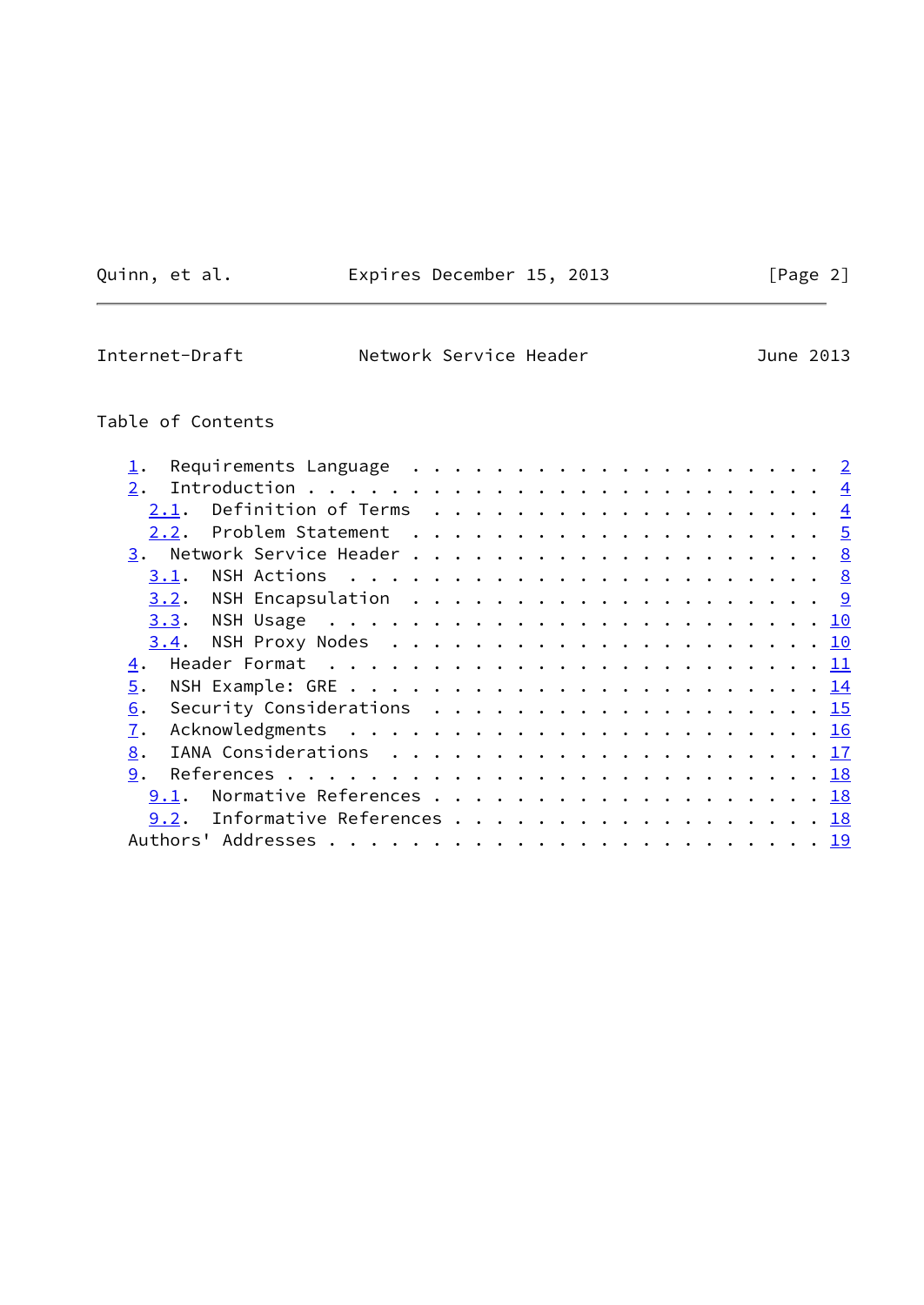Table of Contents

- 1. Requirements Language . . . . . . . . . . . . . . . . . . . . . 2
- 2. Introduction . . . . . . . . . . . . . . . . . . . . . . . . . 4
  - 2.1. Definition of Terms . . . . . . . . . . . . . . . . . . . 4
  - 2.2. Problem Statement . . . . . . . . . . . . . . . . . . . . 5
- 3. Network Service Header . . . . . . . . . . . . . . . . . . . . 8
  - 3.1. NSH Actions . . . . . . . . . . . . . . . . . . . . . . . 8
  - 3.2. NSH Encapsulation . . . . . . . . . . . . . . . . . . . . 9
  - 3.3. NSH Usage . . . . . . . . . . . . . . . . . . . . . . . . 10
  - 3.4. NSH Proxy Nodes . . . . . . . . . . . . . . . . . . . . . 10
- 4. Header Format . . . . . . . . . . . . . . . . . . . . . . . . 11
- 5. NSH Example: GRE . . . . . . . . . . . . . . . . . . . . . . . 14
- 6. Security Considerations . . . . . . . . . . . . . . . . . . . 15
- 7. Acknowledgments . . . . . . . . . . . . . . . . . . . . . . . 16
- 8. IANA Considerations . . . . . . . . . . . . . . . . . . . . . 17
- 9. References . . . . . . . . . . . . . . . . . . . . . . . . . . 18
  - 9.1. Normative References . . . . . . . . . . . . . . . . . . . 18
  - 9.2. Informative References . . . . . . . . . . . . . . . . . . 18
- Authors' Addresses . . . . . . . . . . . . . . . . . . . . . . . . 19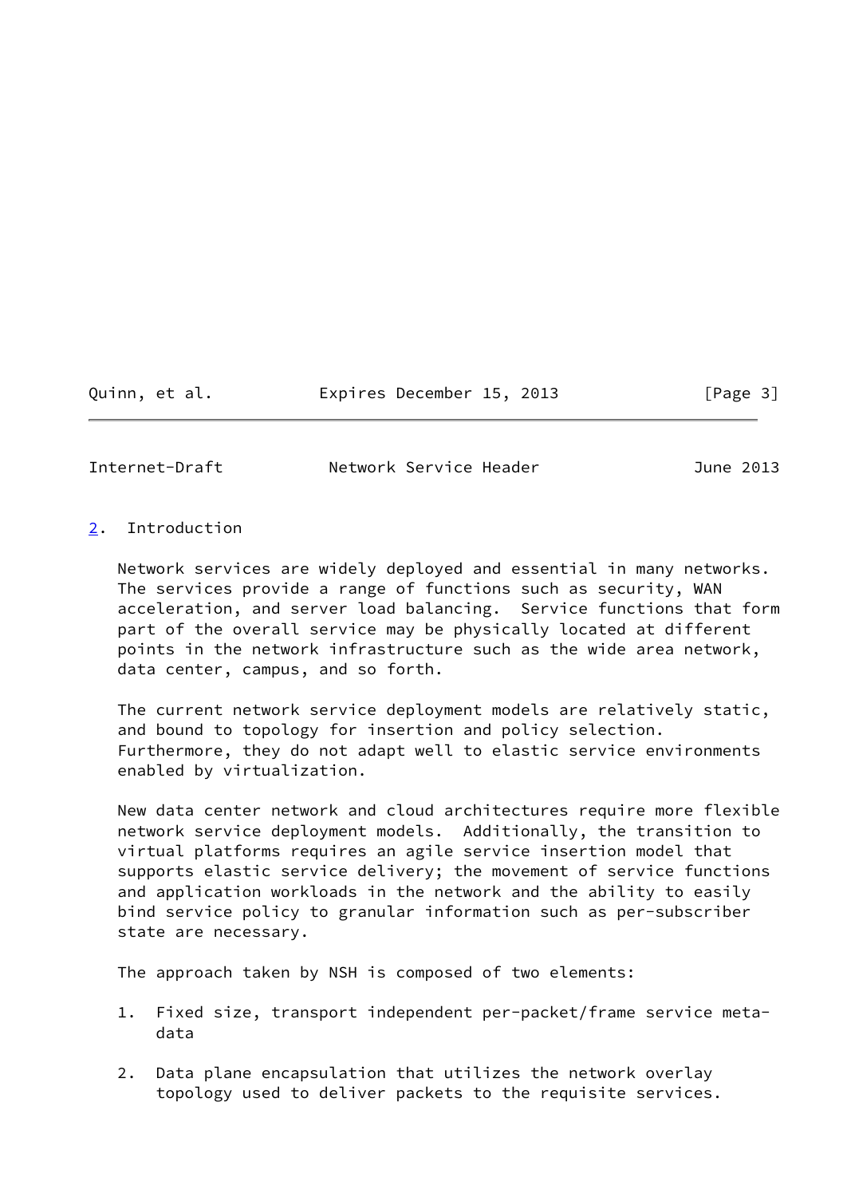## 2. Introduction

Network services are widely deployed and essential in many networks. The services provide a range of functions such as security, WAN acceleration, and server load balancing. Service functions that form part of the overall service may be physically located at different points in the network infrastructure such as the wide area network, data center, campus, and so forth.

The current network service deployment models are relatively static, and bound to topology for insertion and policy selection. Furthermore, they do not adapt well to elastic service environments enabled by virtualization.

New data center network and cloud architectures require more flexible network service deployment models. Additionally, the transition to virtual platforms requires an agile service insertion model that supports elastic service delivery; the movement of service functions and application workloads in the network and the ability to easily bind service policy to granular information such as per-subscriber state are necessary.

The approach taken by NSH is composed of two elements:

1. Fixed size, transport independent per-packet/frame service meta-data

2. Data plane encapsulation that utilizes the network overlay topology used to deliver packets to the requisite services.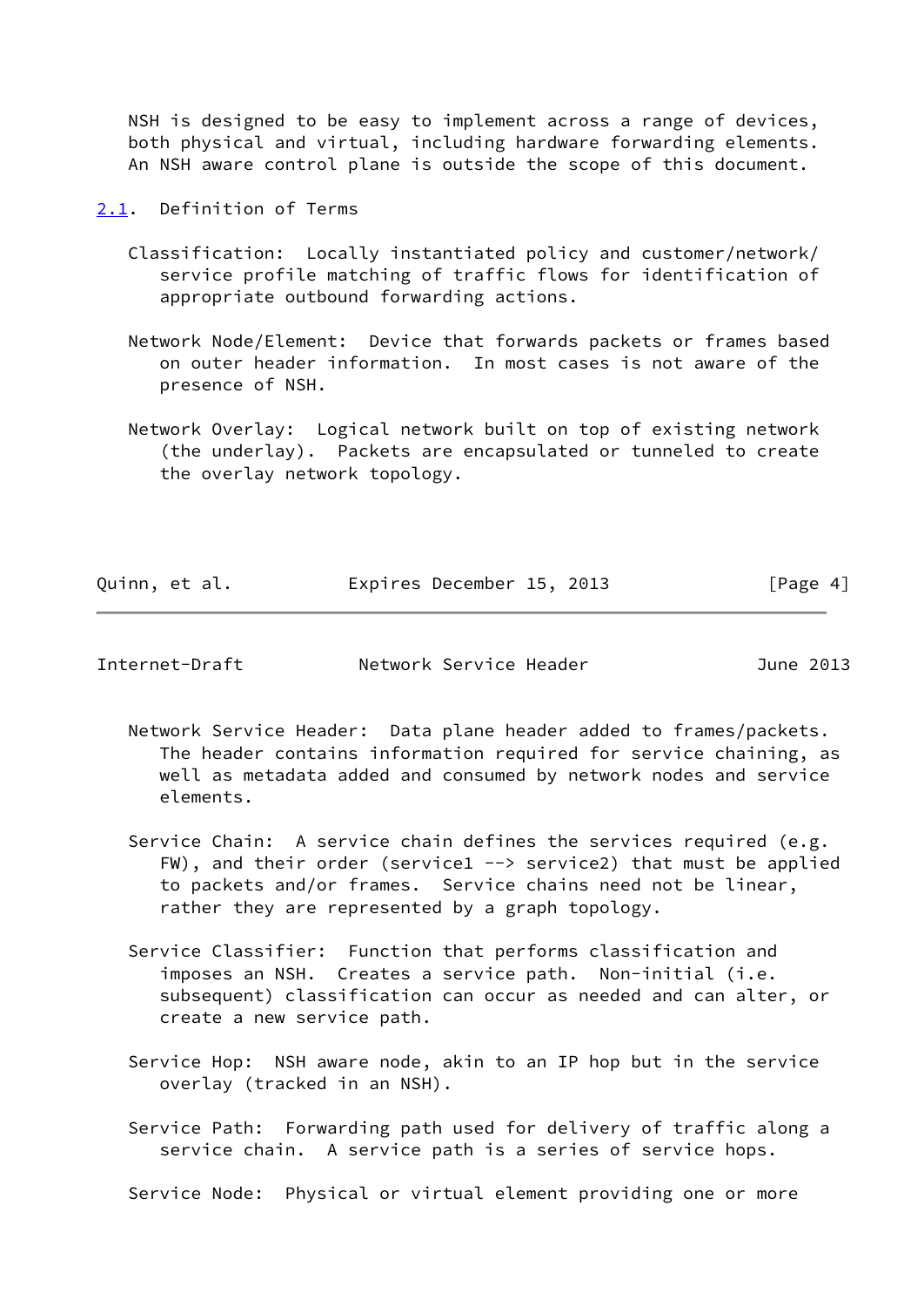NSH is designed to be easy to implement across a range of devices, both physical and virtual, including hardware forwarding elements. An NSH aware control plane is outside the scope of this document.

### 2.1. Definition of Terms

Classification: Locally instantiated policy and customer/network/service profile matching of traffic flows for identification of appropriate outbound forwarding actions.

Network Node/Element: Device that forwards packets or frames based on outer header information. In most cases is not aware of the presence of NSH.

Network Overlay: Logical network built on top of existing network (the underlay). Packets are encapsulated or tunneled to create the overlay network topology.

Network Service Header: Data plane header added to frames/packets. The header contains information required for service chaining, as well as metadata added and consumed by network nodes and service elements.

Service Chain: A service chain defines the services required (e.g. FW), and their order (service1 --> service2) that must be applied to packets and/or frames. Service chains need not be linear, rather they are represented by a graph topology.

Service Classifier: Function that performs classification and imposes an NSH. Creates a service path. Non-initial (i.e. subsequent) classification can occur as needed and can alter, or create a new service path.

Service Hop: NSH aware node, akin to an IP hop but in the service overlay (tracked in an NSH).

Service Path: Forwarding path used for delivery of traffic along a service chain. A service path is a series of service hops.

Service Node: Physical or virtual element providing one or more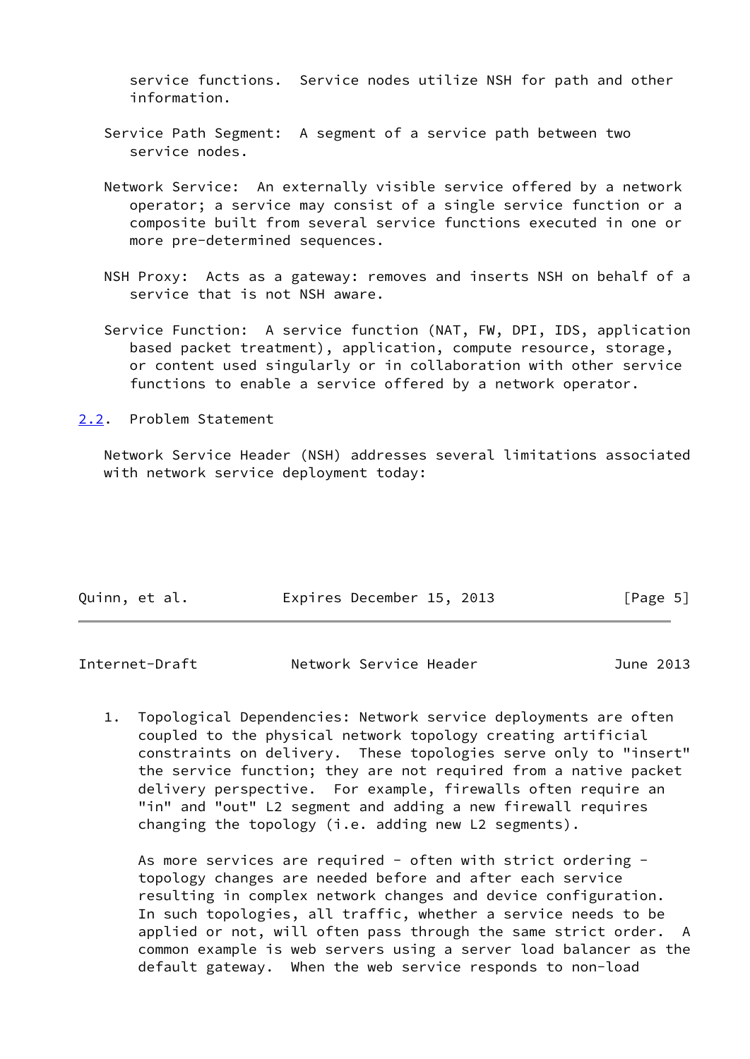service functions. Service nodes utilize NSH for path and other information.

Service Path Segment: A segment of a service path between two service nodes.

Network Service: An externally visible service offered by a network operator; a service may consist of a single service function or a composite built from several service functions executed in one or more pre-determined sequences.

NSH Proxy: Acts as a gateway: removes and inserts NSH on behalf of a service that is not NSH aware.

Service Function: A service function (NAT, FW, DPI, IDS, application based packet treatment), application, compute resource, storage, or content used singularly or in collaboration with other service functions to enable a service offered by a network operator.

### 2.2. Problem Statement

Network Service Header (NSH) addresses several limitations associated with network service deployment today:

1. Topological Dependencies: Network service deployments are often coupled to the physical network topology creating artificial constraints on delivery. These topologies serve only to "insert" the service function; they are not required from a native packet delivery perspective. For example, firewalls often require an "in" and "out" L2 segment and adding a new firewall requires changing the topology (i.e. adding new L2 segments).

   As more services are required - often with strict ordering - topology changes are needed before and after each service resulting in complex network changes and device configuration. In such topologies, all traffic, whether a service needs to be applied or not, will often pass through the same strict order. A common example is web servers using a server load balancer as the default gateway. When the web service responds to non-load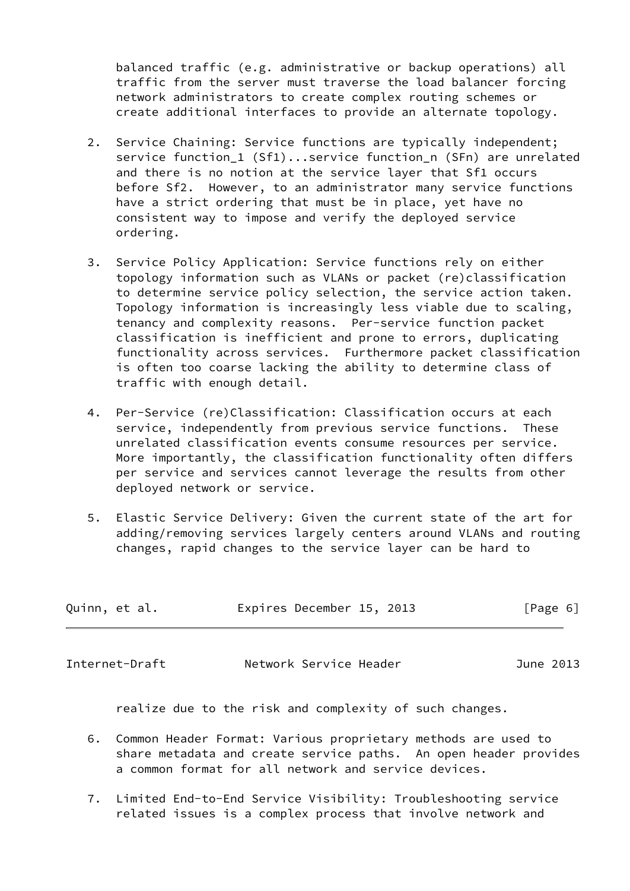balanced traffic (e.g. administrative or backup operations) all traffic from the server must traverse the load balancer forcing network administrators to create complex routing schemes or create additional interfaces to provide an alternate topology.

2. Service Chaining: Service functions are typically independent; service function_1 (Sf1)...service function_n (SFn) are unrelated and there is no notion at the service layer that Sf1 occurs before Sf2. However, to an administrator many service functions have a strict ordering that must be in place, yet have no consistent way to impose and verify the deployed service ordering.

3. Service Policy Application: Service functions rely on either topology information such as VLANs or packet (re)classification to determine service policy selection, the service action taken. Topology information is increasingly less viable due to scaling, tenancy and complexity reasons. Per-service function packet classification is inefficient and prone to errors, duplicating functionality across services. Furthermore packet classification is often too coarse lacking the ability to determine class of traffic with enough detail.

4. Per-Service (re)Classification: Classification occurs at each service, independently from previous service functions. These unrelated classification events consume resources per service. More importantly, the classification functionality often differs per service and services cannot leverage the results from other deployed network or service.

5. Elastic Service Delivery: Given the current state of the art for adding/removing services largely centers around VLANs and routing changes, rapid changes to the service layer can be hard to realize due to the risk and complexity of such changes.

6. Common Header Format: Various proprietary methods are used to share metadata and create service paths. An open header provides a common format for all network and service devices.

7. Limited End-to-End Service Visibility: Troubleshooting service related issues is a complex process that involve network and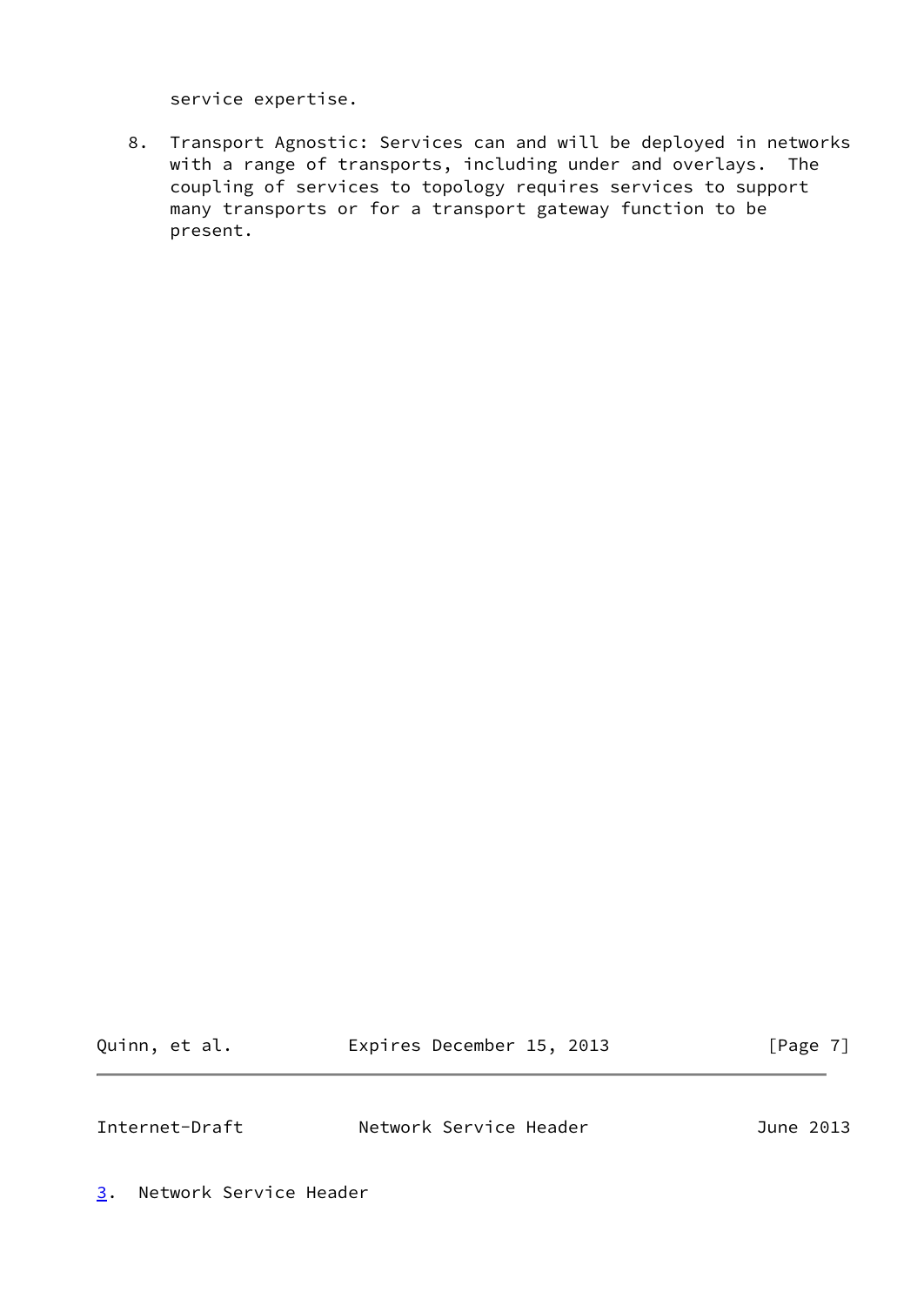service expertise.

8. Transport Agnostic: Services can and will be deployed in networks with a range of transports, including under and overlays. The coupling of services to topology requires services to support many transports or for a transport gateway function to be present.

## 3. Network Service Header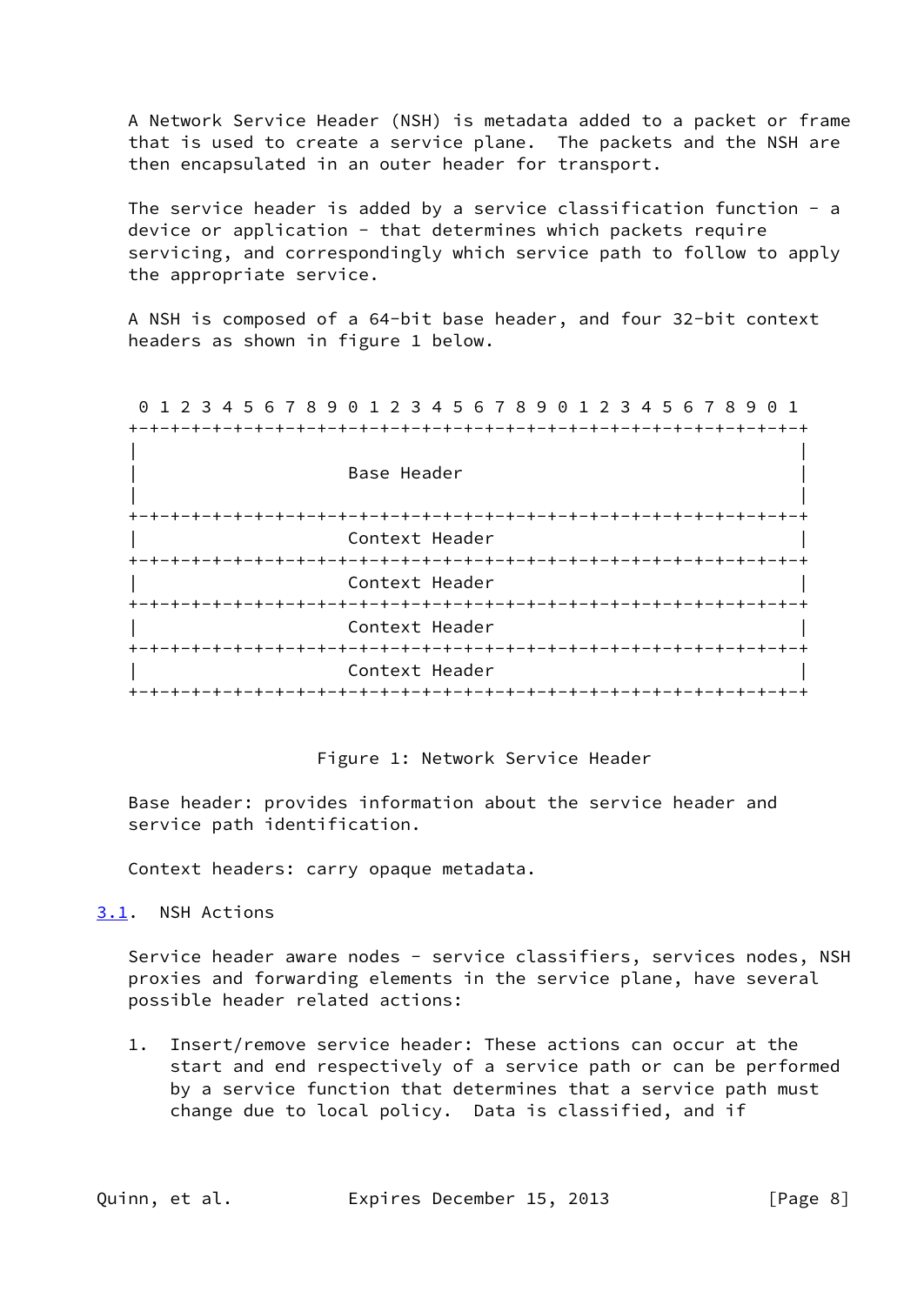A Network Service Header (NSH) is metadata added to a packet or frame that is used to create a service plane. The packets and the NSH are then encapsulated in an outer header for transport.

The service header is added by a service classification function - a device or application - that determines which packets require servicing, and correspondingly which service path to follow to apply the appropriate service.

A NSH is composed of a 64-bit base header, and four 32-bit context headers as shown in figure 1 below.

```
 0 1 2 3 4 5 6 7 8 9 0 1 2 3 4 5 6 7 8 9 0 1 2 3 4 5 6 7 8 9 0 1
+-+-+-+-+-+-+-+-+-+-+-+-+-+-+-+-+-+-+-+-+-+-+-+-+-+-+-+-+-+-+-+-+
|                                                               |
|                     Base Header                               |
|                                                               |
+-+-+-+-+-+-+-+-+-+-+-+-+-+-+-+-+-+-+-+-+-+-+-+-+-+-+-+-+-+-+-+-+
|                     Context Header                            |
+-+-+-+-+-+-+-+-+-+-+-+-+-+-+-+-+-+-+-+-+-+-+-+-+-+-+-+-+-+-+-+-+
|                     Context Header                            |
+-+-+-+-+-+-+-+-+-+-+-+-+-+-+-+-+-+-+-+-+-+-+-+-+-+-+-+-+-+-+-+-+
|                     Context Header                            |
+-+-+-+-+-+-+-+-+-+-+-+-+-+-+-+-+-+-+-+-+-+-+-+-+-+-+-+-+-+-+-+-+
|                     Context Header                            |
+-+-+-+-+-+-+-+-+-+-+-+-+-+-+-+-+-+-+-+-+-+-+-+-+-+-+-+-+-+-+-+-+
```

Figure 1: Network Service Header

Base header: provides information about the service header and service path identification.

Context headers: carry opaque metadata.

## 3.1. NSH Actions

Service header aware nodes - service classifiers, services nodes, NSH proxies and forwarding elements in the service plane, have several possible header related actions:

1. Insert/remove service header: These actions can occur at the start and end respectively of a service path or can be performed by a service function that determines that a service path must change due to local policy. Data is classified, and if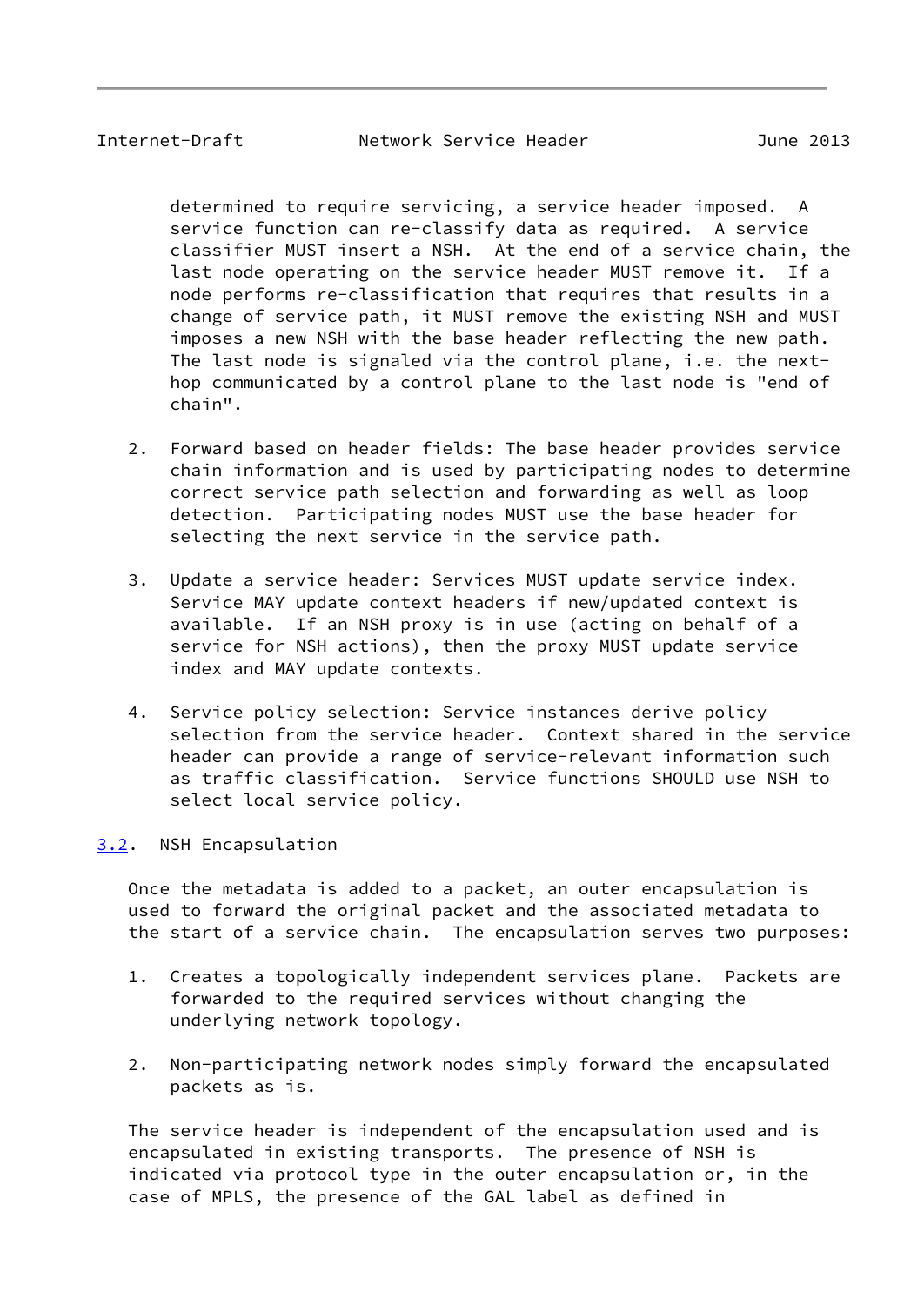determined to require servicing, a service header imposed. A service function can re-classify data as required. A service classifier MUST insert a NSH. At the end of a service chain, the last node operating on the service header MUST remove it. If a node performs re-classification that requires that results in a change of service path, it MUST remove the existing NSH and MUST imposes a new NSH with the base header reflecting the new path. The last node is signaled via the control plane, i.e. the next-hop communicated by a control plane to the last node is "end of chain".

2. Forward based on header fields: The base header provides service chain information and is used by participating nodes to determine correct service path selection and forwarding as well as loop detection. Participating nodes MUST use the base header for selecting the next service in the service path.

3. Update a service header: Services MUST update service index. Service MAY update context headers if new/updated context is available. If an NSH proxy is in use (acting on behalf of a service for NSH actions), then the proxy MUST update service index and MAY update contexts.

4. Service policy selection: Service instances derive policy selection from the service header. Context shared in the service header can provide a range of service-relevant information such as traffic classification. Service functions SHOULD use NSH to select local service policy.

## 3.2. NSH Encapsulation

Once the metadata is added to a packet, an outer encapsulation is used to forward the original packet and the associated metadata to the start of a service chain. The encapsulation serves two purposes:

1. Creates a topologically independent services plane. Packets are forwarded to the required services without changing the underlying network topology.

2. Non-participating network nodes simply forward the encapsulated packets as is.

The service header is independent of the encapsulation used and is encapsulated in existing transports. The presence of NSH is indicated via protocol type in the outer encapsulation or, in the case of MPLS, the presence of the GAL label as defined in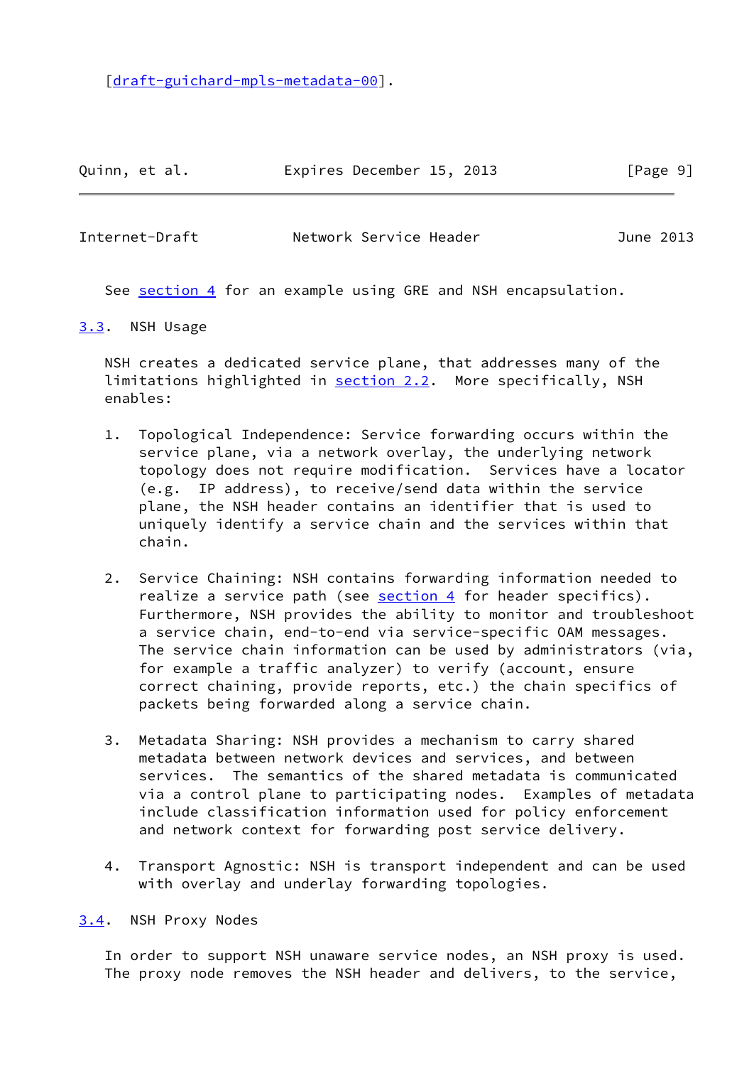[draft-guichard-mpls-metadata-00].

See section 4 for an example using GRE and NSH encapsulation.

### 3.3. NSH Usage

NSH creates a dedicated service plane, that addresses many of the limitations highlighted in section 2.2. More specifically, NSH enables:

1. Topological Independence: Service forwarding occurs within the service plane, via a network overlay, the underlying network topology does not require modification. Services have a locator (e.g. IP address), to receive/send data within the service plane, the NSH header contains an identifier that is used to uniquely identify a service chain and the services within that chain.

2. Service Chaining: NSH contains forwarding information needed to realize a service path (see section 4 for header specifics). Furthermore, NSH provides the ability to monitor and troubleshoot a service chain, end-to-end via service-specific OAM messages. The service chain information can be used by administrators (via, for example a traffic analyzer) to verify (account, ensure correct chaining, provide reports, etc.) the chain specifics of packets being forwarded along a service chain.

3. Metadata Sharing: NSH provides a mechanism to carry shared metadata between network devices and services, and between services. The semantics of the shared metadata is communicated via a control plane to participating nodes. Examples of metadata include classification information used for policy enforcement and network context for forwarding post service delivery.

4. Transport Agnostic: NSH is transport independent and can be used with overlay and underlay forwarding topologies.

### 3.4. NSH Proxy Nodes

In order to support NSH unaware service nodes, an NSH proxy is used. The proxy node removes the NSH header and delivers, to the service,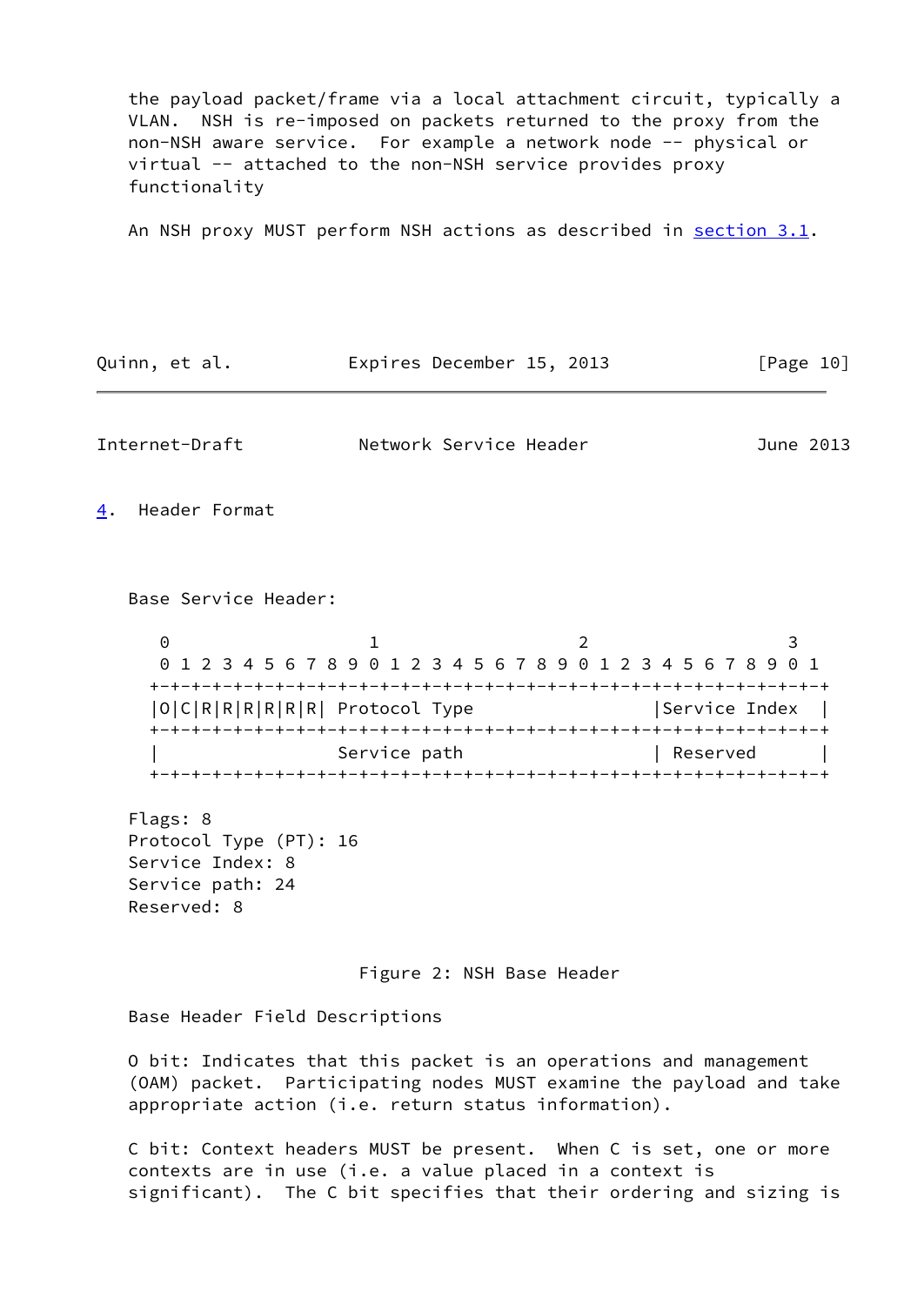the payload packet/frame via a local attachment circuit, typically a VLAN. NSH is re-imposed on packets returned to the proxy from the non-NSH aware service. For example a network node -- physical or virtual -- attached to the non-NSH service provides proxy functionality

An NSH proxy MUST perform NSH actions as described in section 3.1.

## 4. Header Format

Base Service Header:

```
    0                   1                   2                   3
    0 1 2 3 4 5 6 7 8 9 0 1 2 3 4 5 6 7 8 9 0 1 2 3 4 5 6 7 8 9 0 1
   +-+-+-+-+-+-+-+-+-+-+-+-+-+-+-+-+-+-+-+-+-+-+-+-+-+-+-+-+-+-+-+-+
   |O|C|R|R|R|R|R|R| Protocol Type                |Service Index  |
   +-+-+-+-+-+-+-+-+-+-+-+-+-+-+-+-+-+-+-+-+-+-+-+-+-+-+-+-+-+-+-+-+
   |                 Service path                 | Reserved      |
   +-+-+-+-+-+-+-+-+-+-+-+-+-+-+-+-+-+-+-+-+-+-+-+-+-+-+-+-+-+-+-+-+
```

Flags: 8
Protocol Type (PT): 16
Service Index: 8
Service path: 24
Reserved: 8

Figure 2: NSH Base Header

Base Header Field Descriptions

O bit: Indicates that this packet is an operations and management (OAM) packet. Participating nodes MUST examine the payload and take appropriate action (i.e. return status information).

C bit: Context headers MUST be present. When C is set, one or more contexts are in use (i.e. a value placed in a context is significant). The C bit specifies that their ordering and sizing is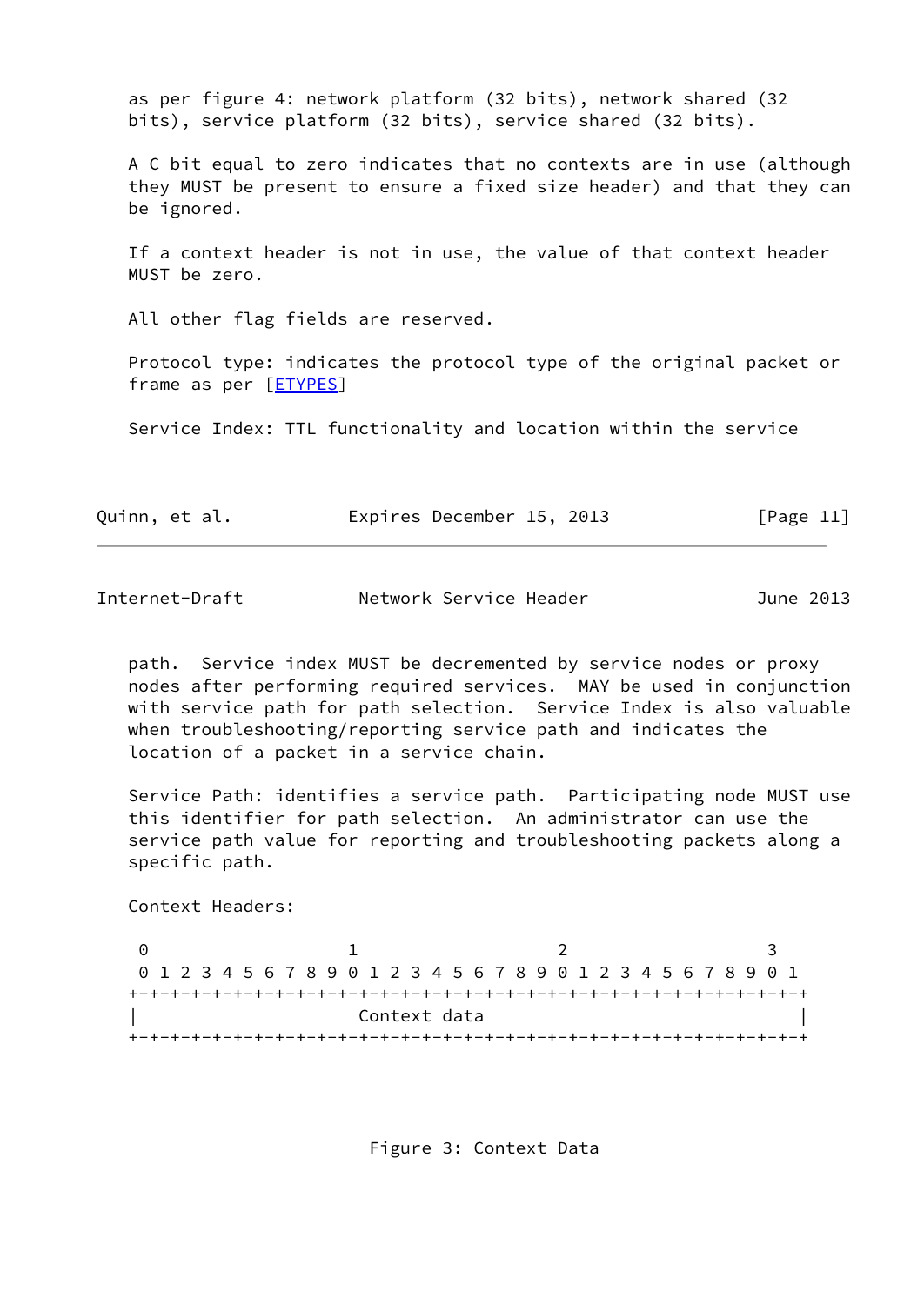as per figure 4: network platform (32 bits), network shared (32 bits), service platform (32 bits), service shared (32 bits).

A C bit equal to zero indicates that no contexts are in use (although they MUST be present to ensure a fixed size header) and that they can be ignored.

If a context header is not in use, the value of that context header MUST be zero.

All other flag fields are reserved.

Protocol type: indicates the protocol type of the original packet or frame as per [ETYPES]

Service Index: TTL functionality and location within the service path. Service index MUST be decremented by service nodes or proxy nodes after performing required services. MAY be used in conjunction with service path for path selection. Service Index is also valuable when troubleshooting/reporting service path and indicates the location of a packet in a service chain.

Service Path: identifies a service path. Participating node MUST use this identifier for path selection. An administrator can use the service path value for reporting and troubleshooting packets along a specific path.

Context Headers:

```
 0                   1                   2                   3
 0 1 2 3 4 5 6 7 8 9 0 1 2 3 4 5 6 7 8 9 0 1 2 3 4 5 6 7 8 9 0 1
+-+-+-+-+-+-+-+-+-+-+-+-+-+-+-+-+-+-+-+-+-+-+-+-+-+-+-+-+-+-+-+-+
|                          Context data                         |
+-+-+-+-+-+-+-+-+-+-+-+-+-+-+-+-+-+-+-+-+-+-+-+-+-+-+-+-+-+-+-+-+
```

Figure 3: Context Data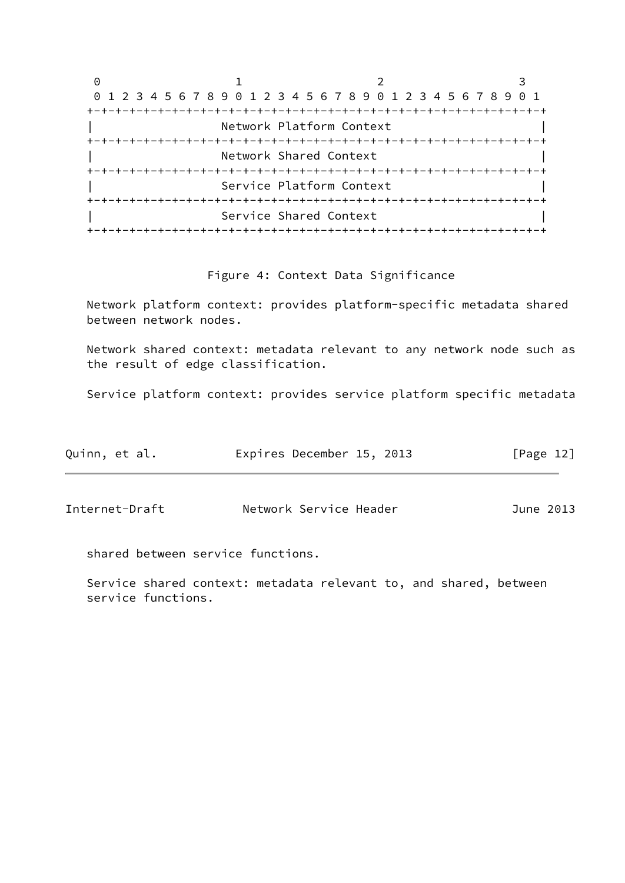```
    0                   1                   2                   3
    0 1 2 3 4 5 6 7 8 9 0 1 2 3 4 5 6 7 8 9 0 1 2 3 4 5 6 7 8 9 0 1
   +-+-+-+-+-+-+-+-+-+-+-+-+-+-+-+-+-+-+-+-+-+-+-+-+-+-+-+-+-+-+-+-+
   |                   Network Platform Context                    |
   +-+-+-+-+-+-+-+-+-+-+-+-+-+-+-+-+-+-+-+-+-+-+-+-+-+-+-+-+-+-+-+-+
   |                   Network Shared Context                      |
   +-+-+-+-+-+-+-+-+-+-+-+-+-+-+-+-+-+-+-+-+-+-+-+-+-+-+-+-+-+-+-+-+
   |                   Service Platform Context                    |
   +-+-+-+-+-+-+-+-+-+-+-+-+-+-+-+-+-+-+-+-+-+-+-+-+-+-+-+-+-+-+-+-+
   |                   Service Shared Context                      |
   +-+-+-+-+-+-+-+-+-+-+-+-+-+-+-+-+-+-+-+-+-+-+-+-+-+-+-+-+-+-+-+-+
```

Figure 4: Context Data Significance

Network platform context: provides platform-specific metadata shared between network nodes.

Network shared context: metadata relevant to any network node such as the result of edge classification.

Service platform context: provides service platform specific metadata shared between service functions.

Service shared context: metadata relevant to, and shared, between service functions.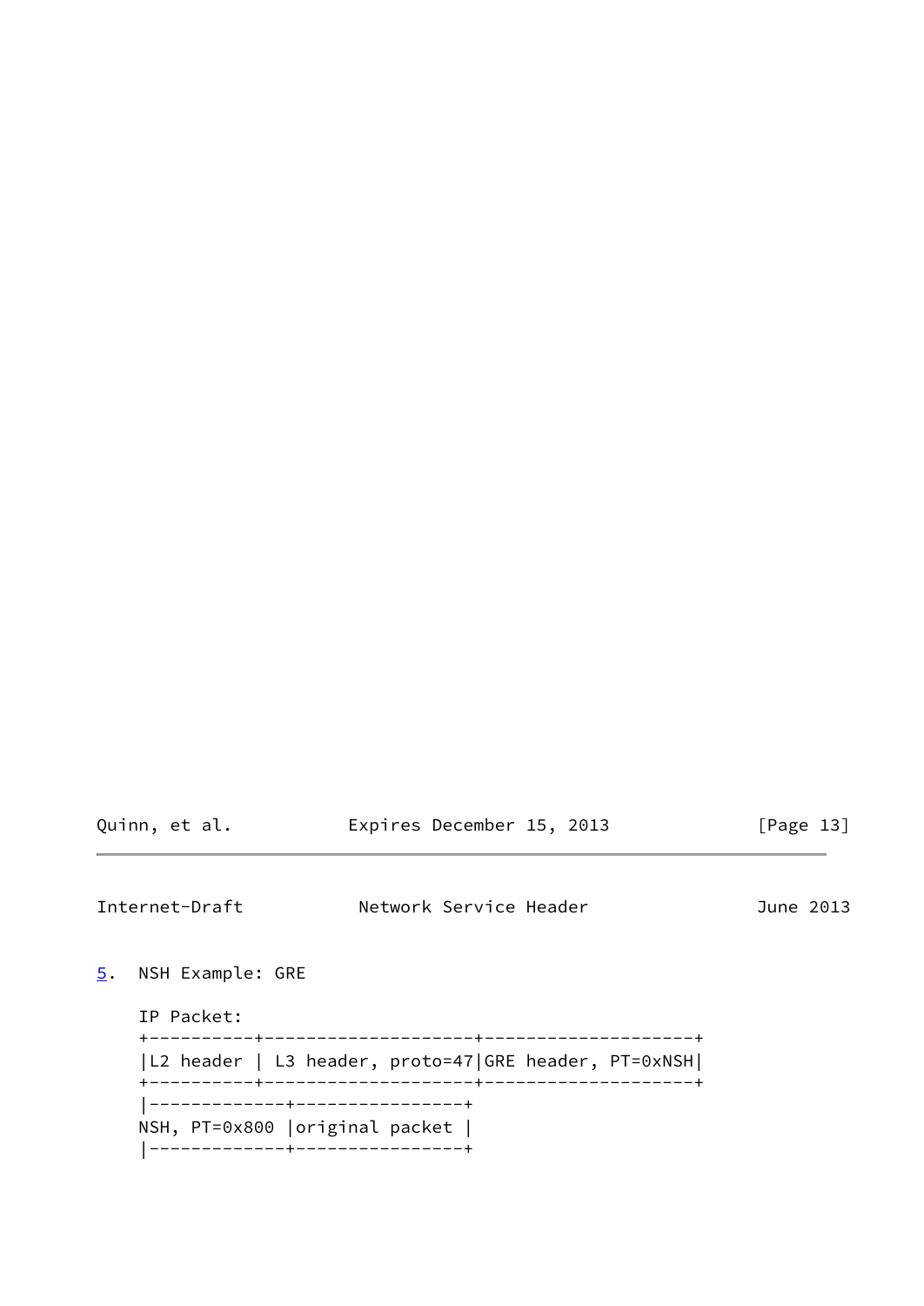## 5. NSH Example: GRE

```
IP Packet:
+----------+--------------------+--------------------+
|L2 header | L3 header, proto=47|GRE header, PT=0xNSH|
+----------+--------------------+--------------------+
|-------------+----------------+
NSH, PT=0x800 |original packet |
|-------------+----------------+
```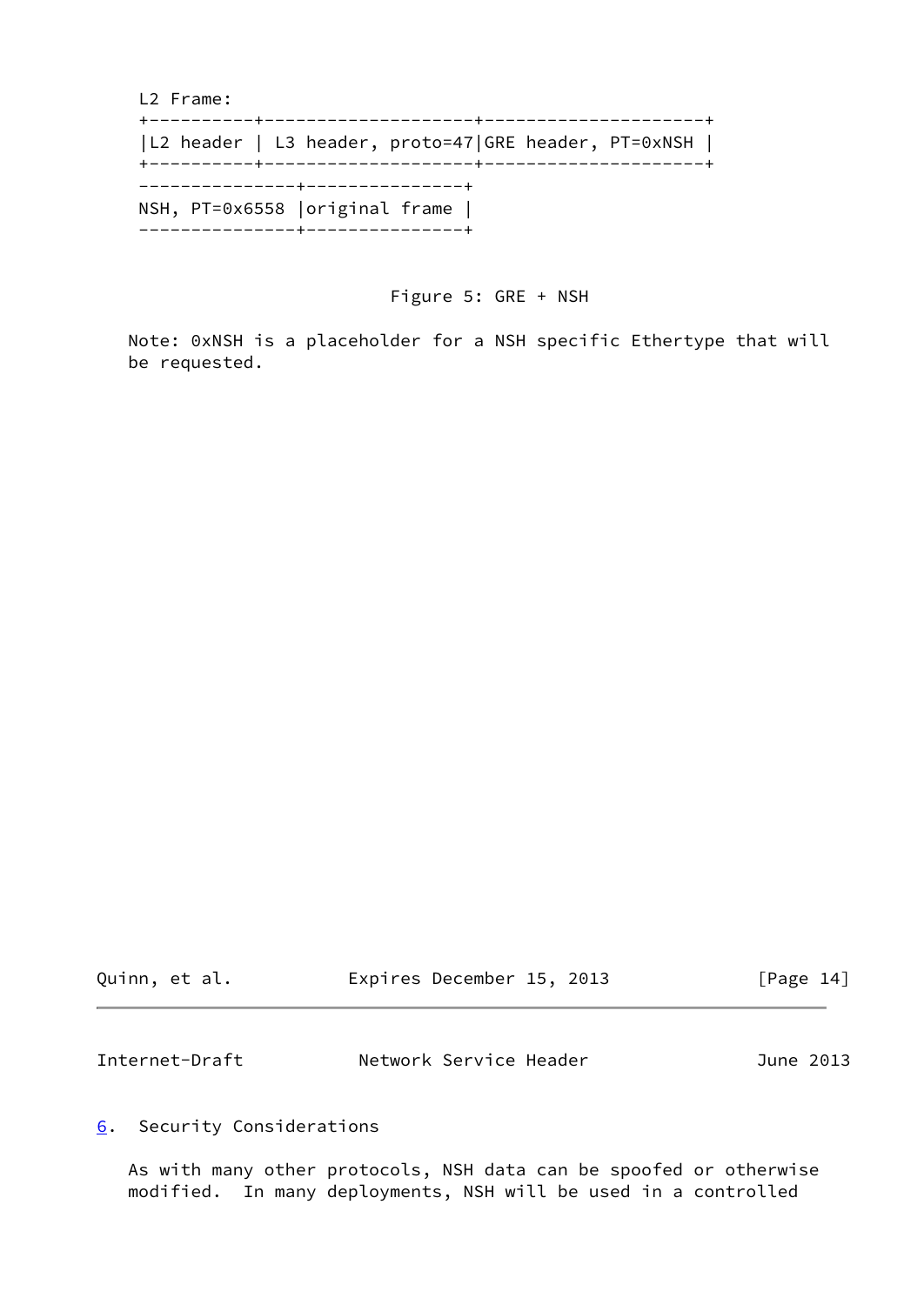```
L2 Frame:
+----------+--------------------+---------------------+
|L2 header | L3 header, proto=47|GRE header, PT=0xNSH |
+----------+--------------------+---------------------+
---------------+---------------+
NSH, PT=0x6558 |original frame |
---------------+---------------+
```

Figure 5: GRE + NSH

Note: 0xNSH is a placeholder for a NSH specific Ethertype that will be requested.

## 6. Security Considerations

As with many other protocols, NSH data can be spoofed or otherwise modified. In many deployments, NSH will be used in a controlled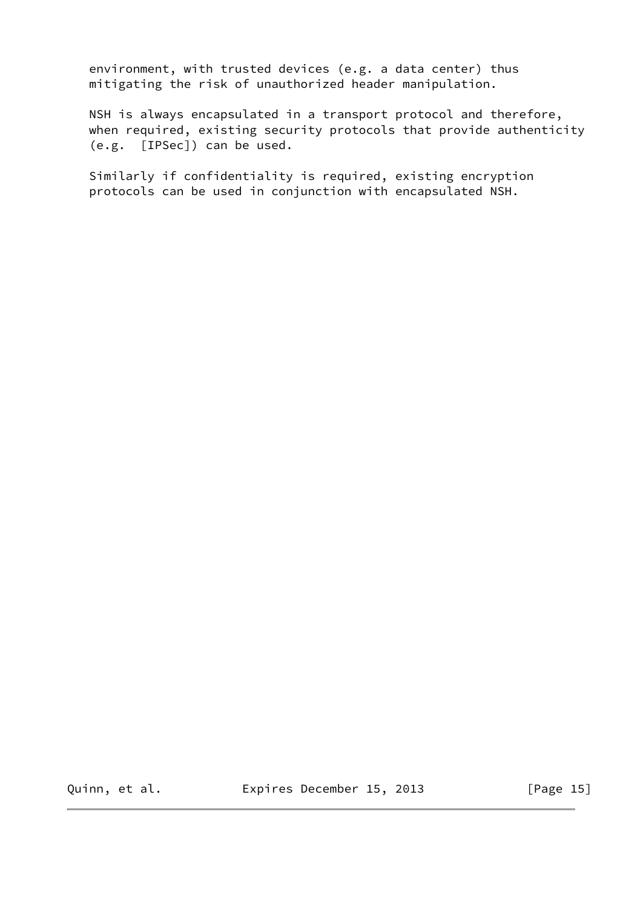environment, with trusted devices (e.g. a data center) thus mitigating the risk of unauthorized header manipulation.

NSH is always encapsulated in a transport protocol and therefore, when required, existing security protocols that provide authenticity (e.g. [IPSec]) can be used.

Similarly if confidentiality is required, existing encryption protocols can be used in conjunction with encapsulated NSH.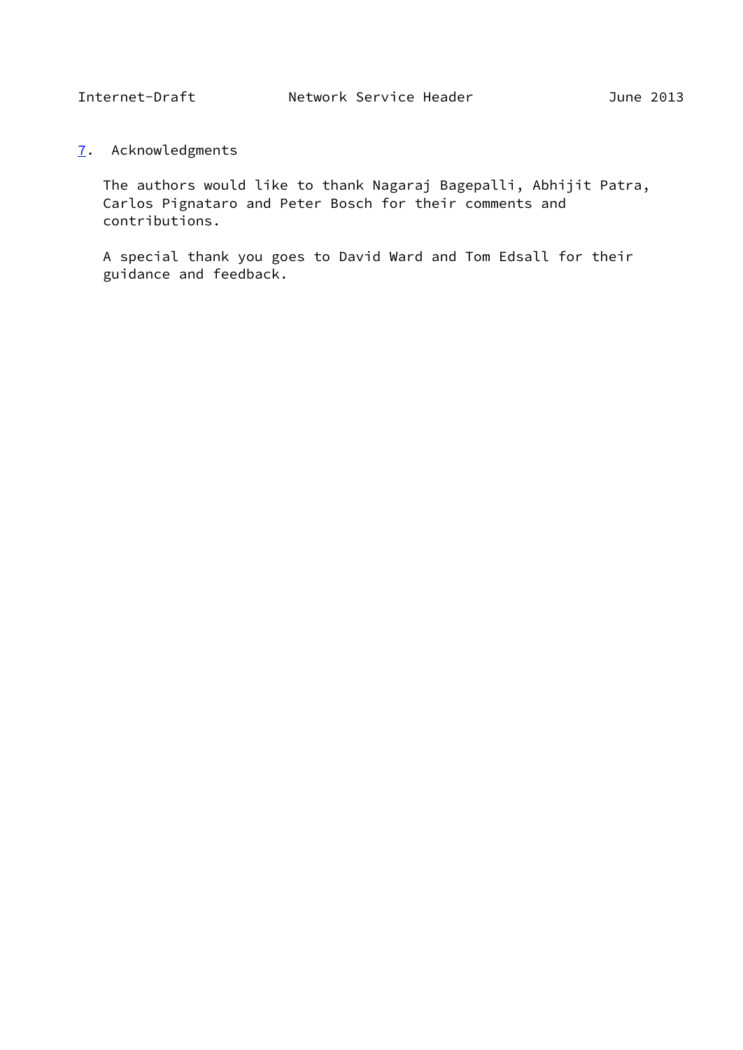## 7. Acknowledgments

The authors would like to thank Nagaraj Bagepalli, Abhijit Patra, Carlos Pignataro and Peter Bosch for their comments and contributions.

A special thank you goes to David Ward and Tom Edsall for their guidance and feedback.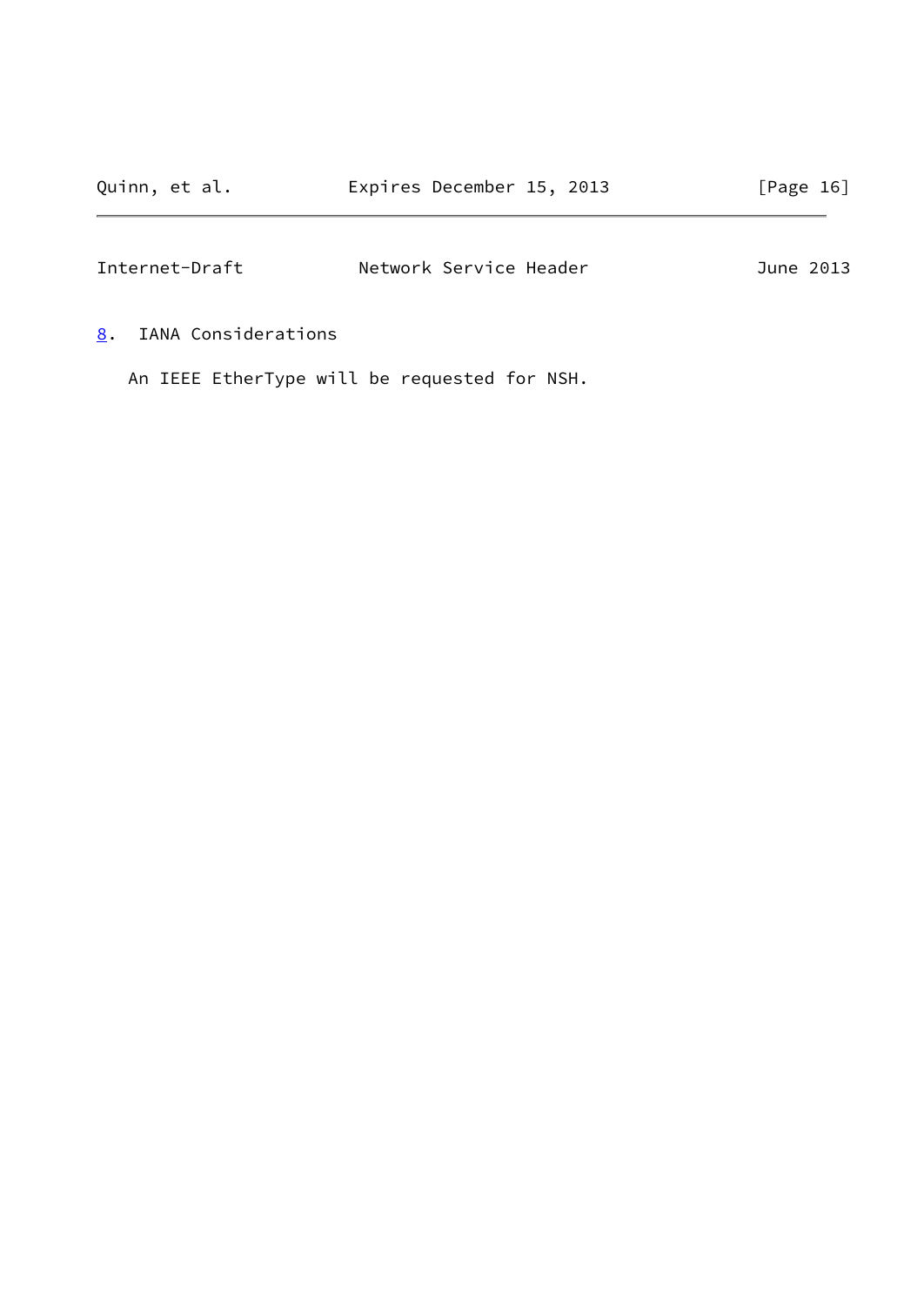## 8. IANA Considerations

An IEEE EtherType will be requested for NSH.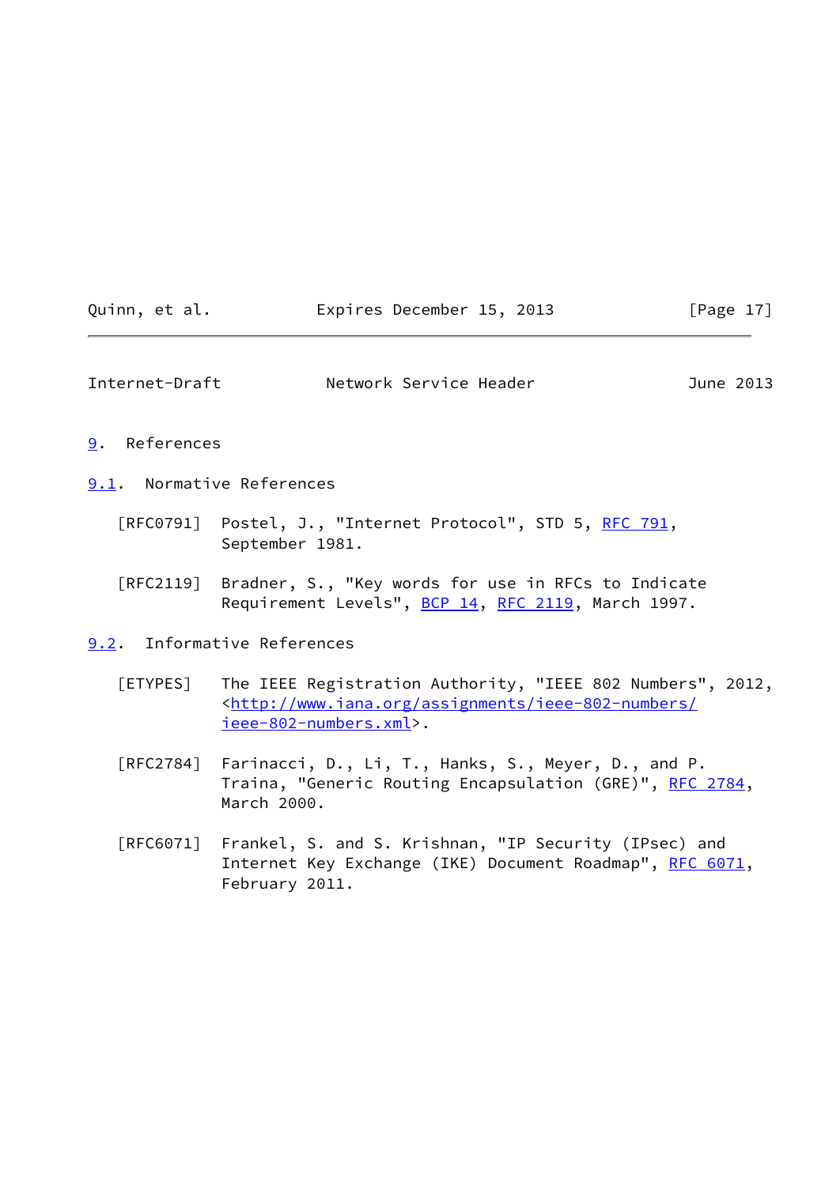# 9. References

## 9.1. Normative References

[RFC0791] Postel, J., "Internet Protocol", STD 5, RFC 791, September 1981.

[RFC2119] Bradner, S., "Key words for use in RFCs to Indicate Requirement Levels", BCP 14, RFC 2119, March 1997.

## 9.2. Informative References

[ETYPES] The IEEE Registration Authority, "IEEE 802 Numbers", 2012, <http://www.iana.org/assignments/ieee-802-numbers/ieee-802-numbers.xml>.

[RFC2784] Farinacci, D., Li, T., Hanks, S., Meyer, D., and P. Traina, "Generic Routing Encapsulation (GRE)", RFC 2784, March 2000.

[RFC6071] Frankel, S. and S. Krishnan, "IP Security (IPsec) and Internet Key Exchange (IKE) Document Roadmap", RFC 6071, February 2011.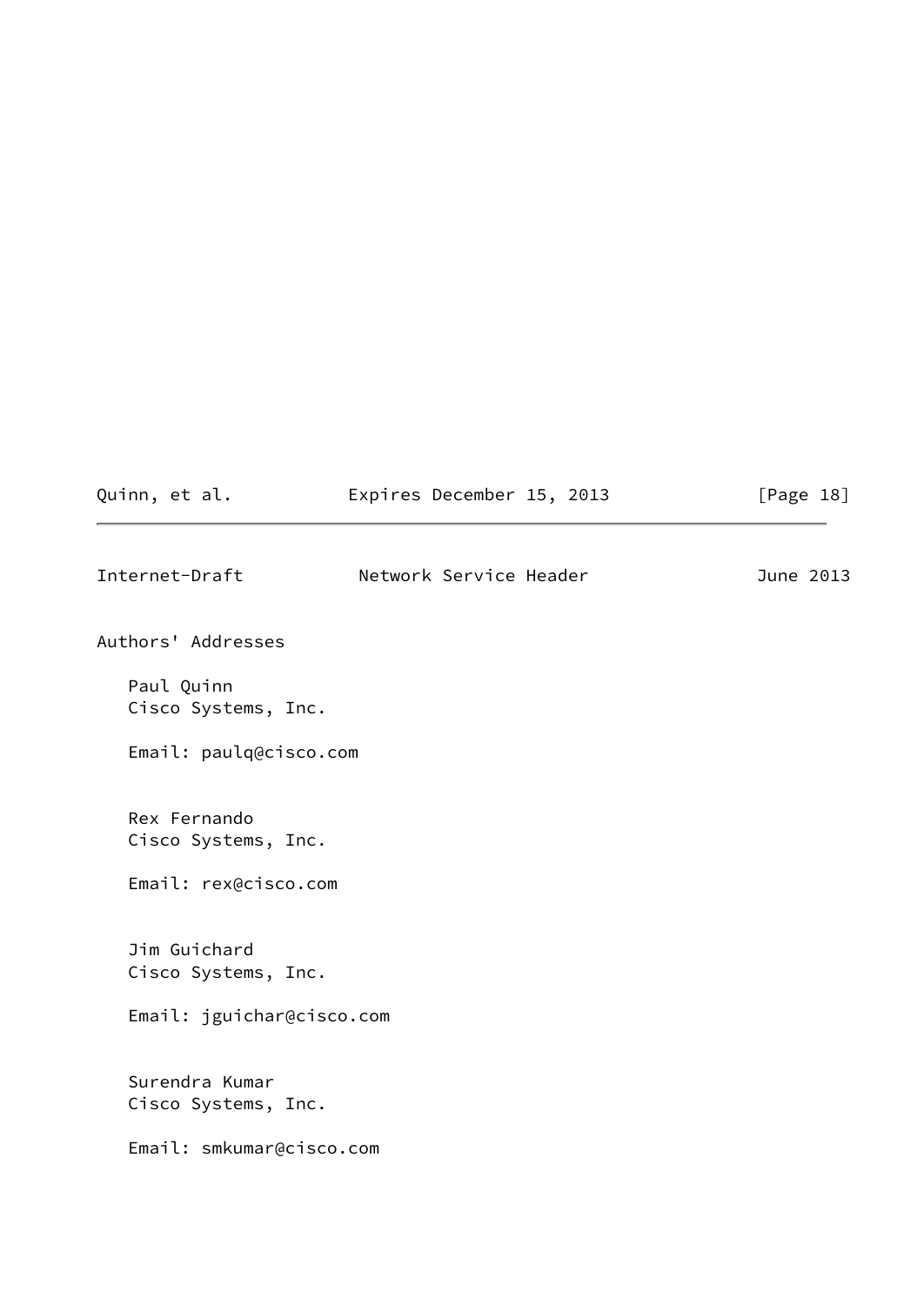## Authors' Addresses

Paul Quinn
Cisco Systems, Inc.

Email: paulq@cisco.com

Rex Fernando
Cisco Systems, Inc.

Email: rex@cisco.com

Jim Guichard
Cisco Systems, Inc.

Email: jguichar@cisco.com

Surendra Kumar
Cisco Systems, Inc.

Email: smkumar@cisco.com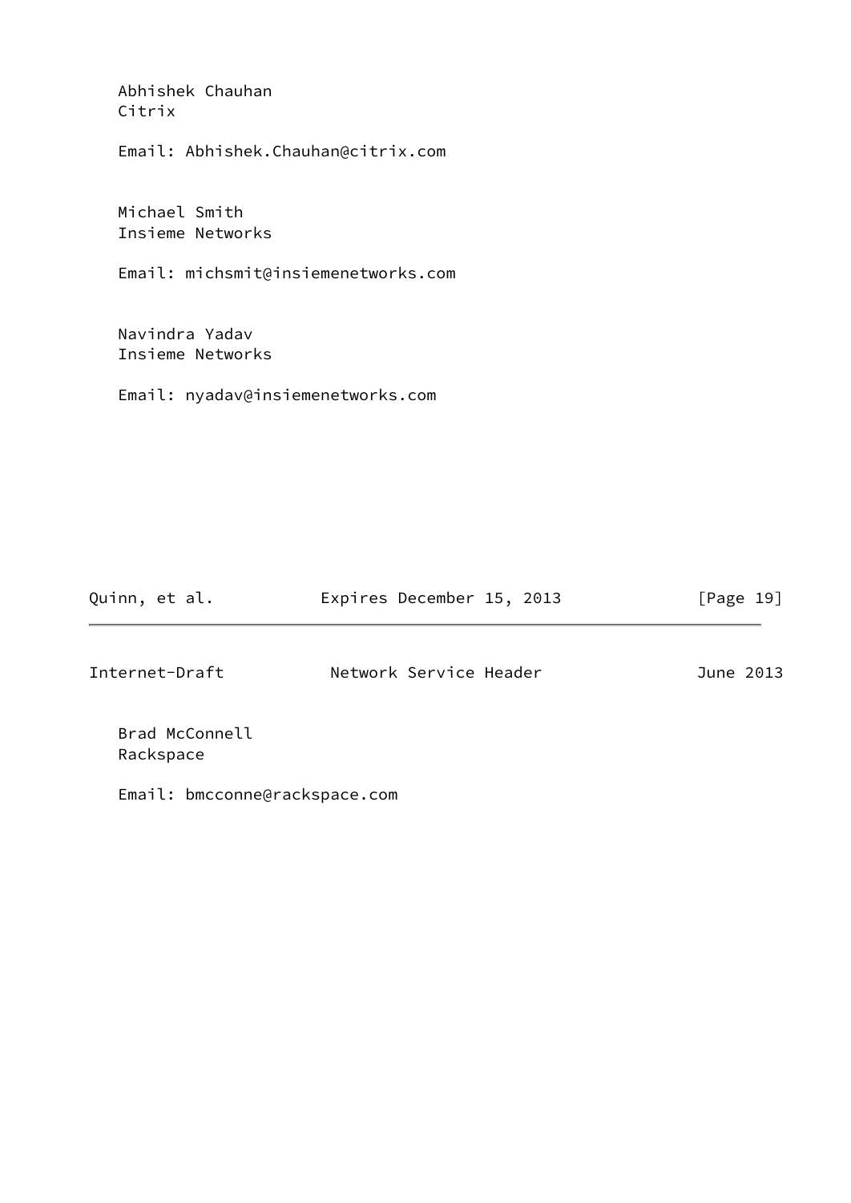Abhishek Chauhan
Citrix

Email: Abhishek.Chauhan@citrix.com

Michael Smith
Insieme Networks

Email: michsmit@insiemenetworks.com

Navindra Yadav
Insieme Networks

Email: nyadav@insiemenetworks.com

Brad McConnell
Rackspace

Email: bmcconne@rackspace.com